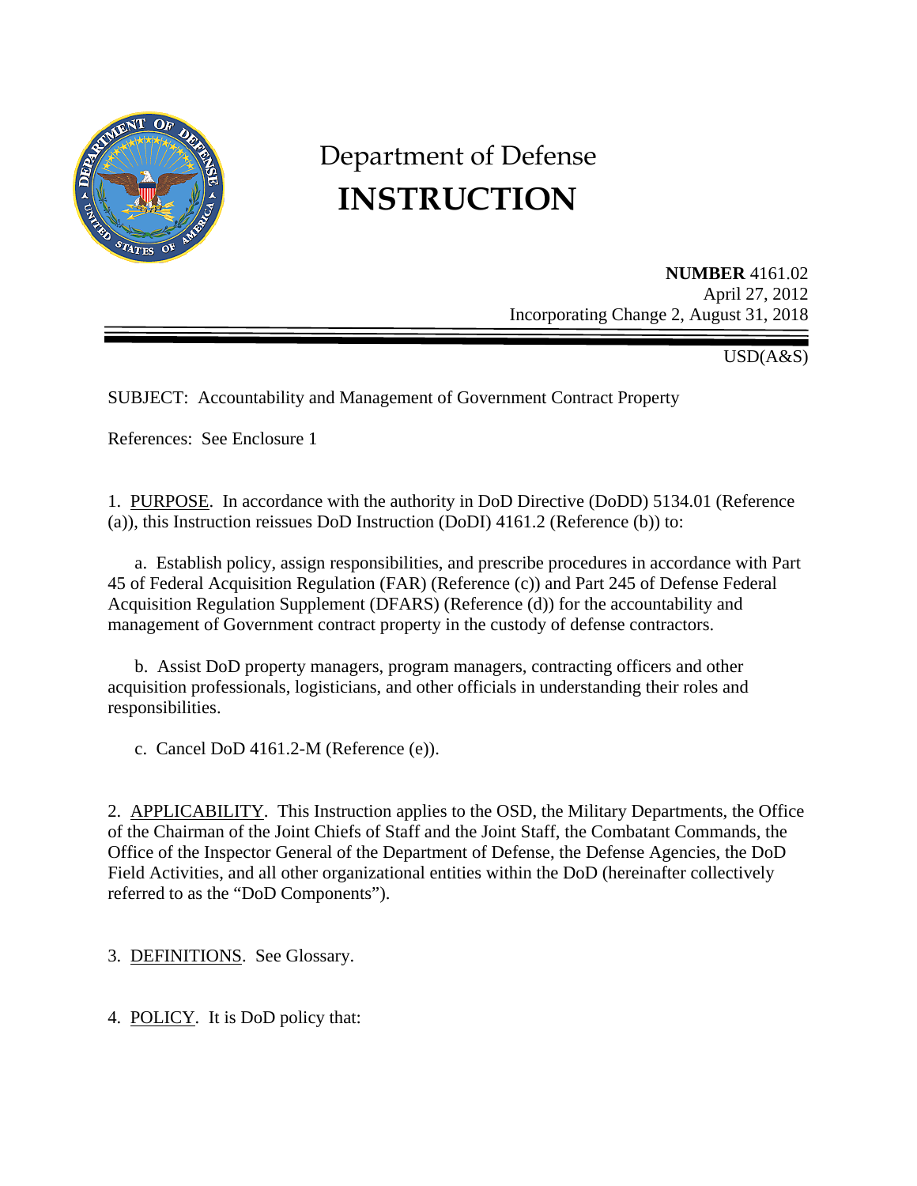# Department of Defense
# INSTRUCTION

**NUMBER** 4161.02
April 27, 2012
Incorporating Change 2, August 31, 2018

USD(A&S)

SUBJECT: Accountability and Management of Government Contract Property

References: See Enclosure 1

1. PURPOSE. In accordance with the authority in DoD Directive (DoDD) 5134.01 (Reference (a)), this Instruction reissues DoD Instruction (DoDI) 4161.2 (Reference (b)) to:

a. Establish policy, assign responsibilities, and prescribe procedures in accordance with Part 45 of Federal Acquisition Regulation (FAR) (Reference (c)) and Part 245 of Defense Federal Acquisition Regulation Supplement (DFARS) (Reference (d)) for the accountability and management of Government contract property in the custody of defense contractors.

b. Assist DoD property managers, program managers, contracting officers and other acquisition professionals, logisticians, and other officials in understanding their roles and responsibilities.

c. Cancel DoD 4161.2-M (Reference (e)).

2. APPLICABILITY. This Instruction applies to the OSD, the Military Departments, the Office of the Chairman of the Joint Chiefs of Staff and the Joint Staff, the Combatant Commands, the Office of the Inspector General of the Department of Defense, the Defense Agencies, the DoD Field Activities, and all other organizational entities within the DoD (hereinafter collectively referred to as the "DoD Components").

3. DEFINITIONS. See Glossary.

4. POLICY. It is DoD policy that: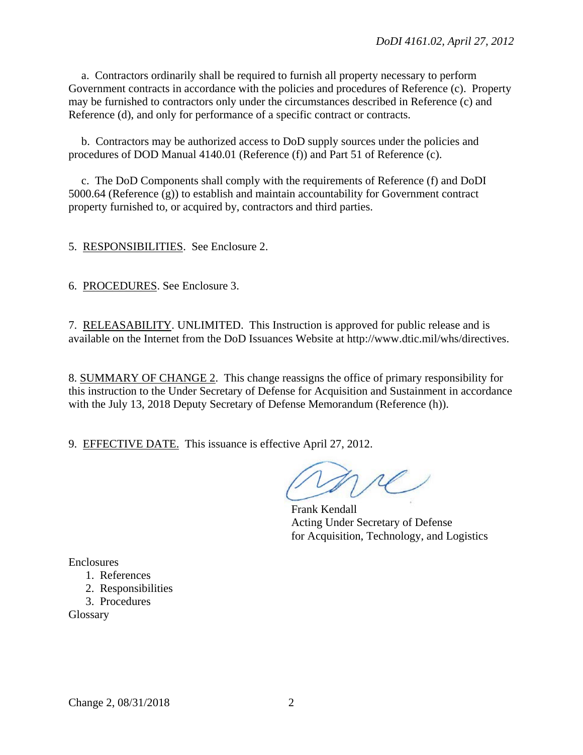a. Contractors ordinarily shall be required to furnish all property necessary to perform Government contracts in accordance with the policies and procedures of Reference (c). Property may be furnished to contractors only under the circumstances described in Reference (c) and Reference (d), and only for performance of a specific contract or contracts.

b. Contractors may be authorized access to DoD supply sources under the policies and procedures of DOD Manual 4140.01 (Reference (f)) and Part 51 of Reference (c).

c. The DoD Components shall comply with the requirements of Reference (f) and DoDI 5000.64 (Reference (g)) to establish and maintain accountability for Government contract property furnished to, or acquired by, contractors and third parties.

5. RESPONSIBILITIES. See Enclosure 2.

6. PROCEDURES. See Enclosure 3.

7. RELEASABILITY. UNLIMITED. This Instruction is approved for public release and is available on the Internet from the DoD Issuances Website at http://www.dtic.mil/whs/directives.

8. SUMMARY OF CHANGE 2. This change reassigns the office of primary responsibility for this instruction to the Under Secretary of Defense for Acquisition and Sustainment in accordance with the July 13, 2018 Deputy Secretary of Defense Memorandum (Reference (h)).

9. EFFECTIVE DATE. This issuance is effective April 27, 2012.

Frank Kendall
Acting Under Secretary of Defense
for Acquisition, Technology, and Logistics

Enclosures
1. References
2. Responsibilities
3. Procedures
Glossary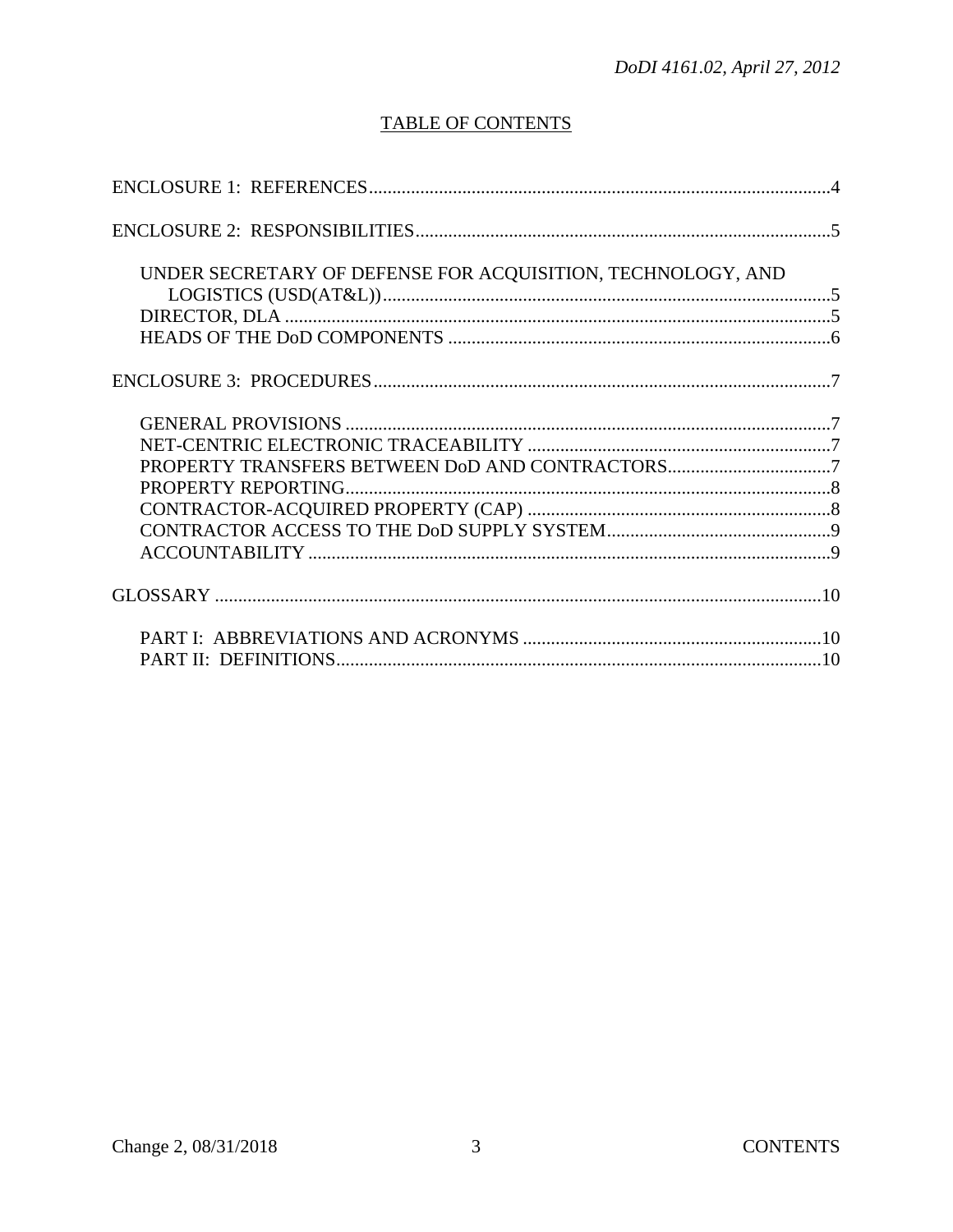## TABLE OF CONTENTS

ENCLOSURE 1: REFERENCES .....4

ENCLOSURE 2: RESPONSIBILITIES .....5

- UNDER SECRETARY OF DEFENSE FOR ACQUISITION, TECHNOLOGY, AND LOGISTICS (USD(AT&L)) .....5
- DIRECTOR, DLA .....5
- HEADS OF THE DoD COMPONENTS .....6

ENCLOSURE 3: PROCEDURES .....7

- GENERAL PROVISIONS .....7
- NET-CENTRIC ELECTRONIC TRACEABILITY .....7
- PROPERTY TRANSFERS BETWEEN DoD AND CONTRACTORS .....7
- PROPERTY REPORTING .....8
- CONTRACTOR-ACQUIRED PROPERTY (CAP) .....8
- CONTRACTOR ACCESS TO THE DoD SUPPLY SYSTEM .....9
- ACCOUNTABILITY .....9

GLOSSARY .....10

- PART I: ABBREVIATIONS AND ACRONYMS .....10
- PART II: DEFINITIONS .....10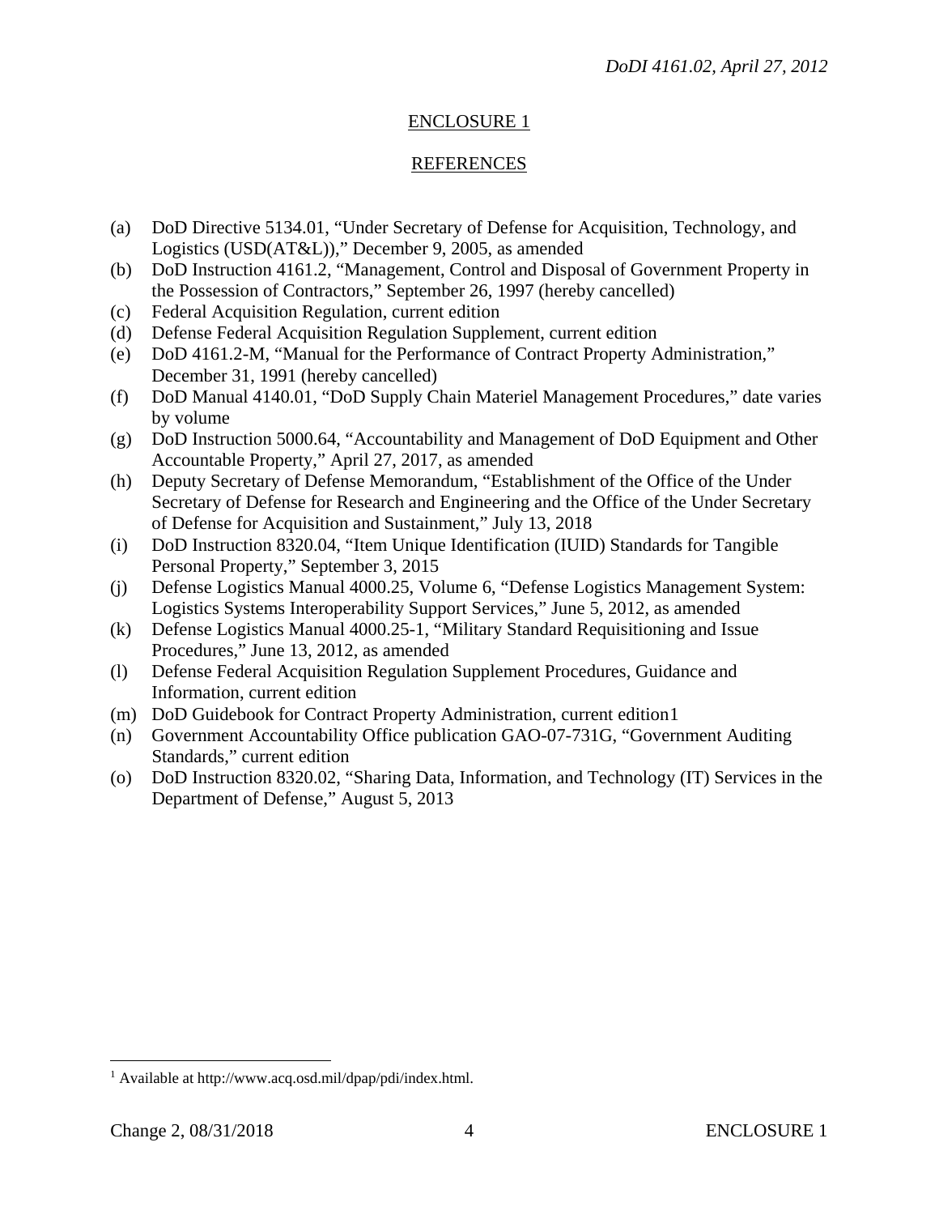# ENCLOSURE 1

## REFERENCES

(a) DoD Directive 5134.01, "Under Secretary of Defense for Acquisition, Technology, and Logistics (USD(AT&L))," December 9, 2005, as amended
(b) DoD Instruction 4161.2, "Management, Control and Disposal of Government Property in the Possession of Contractors," September 26, 1997 (hereby cancelled)
(c) Federal Acquisition Regulation, current edition
(d) Defense Federal Acquisition Regulation Supplement, current edition
(e) DoD 4161.2-M, "Manual for the Performance of Contract Property Administration," December 31, 1991 (hereby cancelled)
(f) DoD Manual 4140.01, "DoD Supply Chain Materiel Management Procedures," date varies by volume
(g) DoD Instruction 5000.64, "Accountability and Management of DoD Equipment and Other Accountable Property," April 27, 2017, as amended
(h) Deputy Secretary of Defense Memorandum, "Establishment of the Office of the Under Secretary of Defense for Research and Engineering and the Office of the Under Secretary of Defense for Acquisition and Sustainment," July 13, 2018
(i) DoD Instruction 8320.04, "Item Unique Identification (IUID) Standards for Tangible Personal Property," September 3, 2015
(j) Defense Logistics Manual 4000.25, Volume 6, "Defense Logistics Management System: Logistics Systems Interoperability Support Services," June 5, 2012, as amended
(k) Defense Logistics Manual 4000.25-1, "Military Standard Requisitioning and Issue Procedures," June 13, 2012, as amended
(l) Defense Federal Acquisition Regulation Supplement Procedures, Guidance and Information, current edition
(m) DoD Guidebook for Contract Property Administration, current edition[1]
(n) Government Accountability Office publication GAO-07-731G, "Government Auditing Standards," current edition
(o) DoD Instruction 8320.02, "Sharing Data, Information, and Technology (IT) Services in the Department of Defense," August 5, 2013

---

[1] Available at http://www.acq.osd.mil/dpap/pdi/index.html.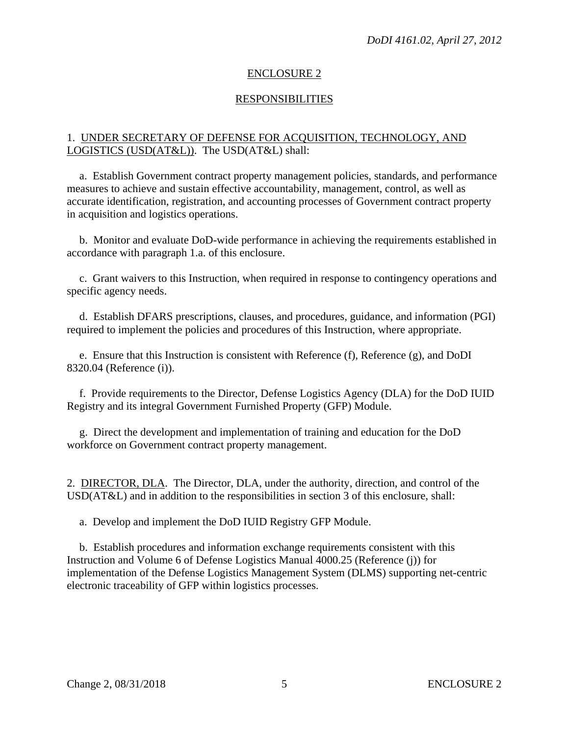## ENCLOSURE 2

## RESPONSIBILITIES

1. UNDER SECRETARY OF DEFENSE FOR ACQUISITION, TECHNOLOGY, AND LOGISTICS (USD(AT&L)). The USD(AT&L) shall:

a. Establish Government contract property management policies, standards, and performance measures to achieve and sustain effective accountability, management, control, as well as accurate identification, registration, and accounting processes of Government contract property in acquisition and logistics operations.

b. Monitor and evaluate DoD-wide performance in achieving the requirements established in accordance with paragraph 1.a. of this enclosure.

c. Grant waivers to this Instruction, when required in response to contingency operations and specific agency needs.

d. Establish DFARS prescriptions, clauses, and procedures, guidance, and information (PGI) required to implement the policies and procedures of this Instruction, where appropriate.

e. Ensure that this Instruction is consistent with Reference (f), Reference (g), and DoDI 8320.04 (Reference (i)).

f. Provide requirements to the Director, Defense Logistics Agency (DLA) for the DoD IUID Registry and its integral Government Furnished Property (GFP) Module.

g. Direct the development and implementation of training and education for the DoD workforce on Government contract property management.

2. DIRECTOR, DLA. The Director, DLA, under the authority, direction, and control of the USD(AT&L) and in addition to the responsibilities in section 3 of this enclosure, shall:

a. Develop and implement the DoD IUID Registry GFP Module.

b. Establish procedures and information exchange requirements consistent with this Instruction and Volume 6 of Defense Logistics Manual 4000.25 (Reference (j)) for implementation of the Defense Logistics Management System (DLMS) supporting net-centric electronic traceability of GFP within logistics processes.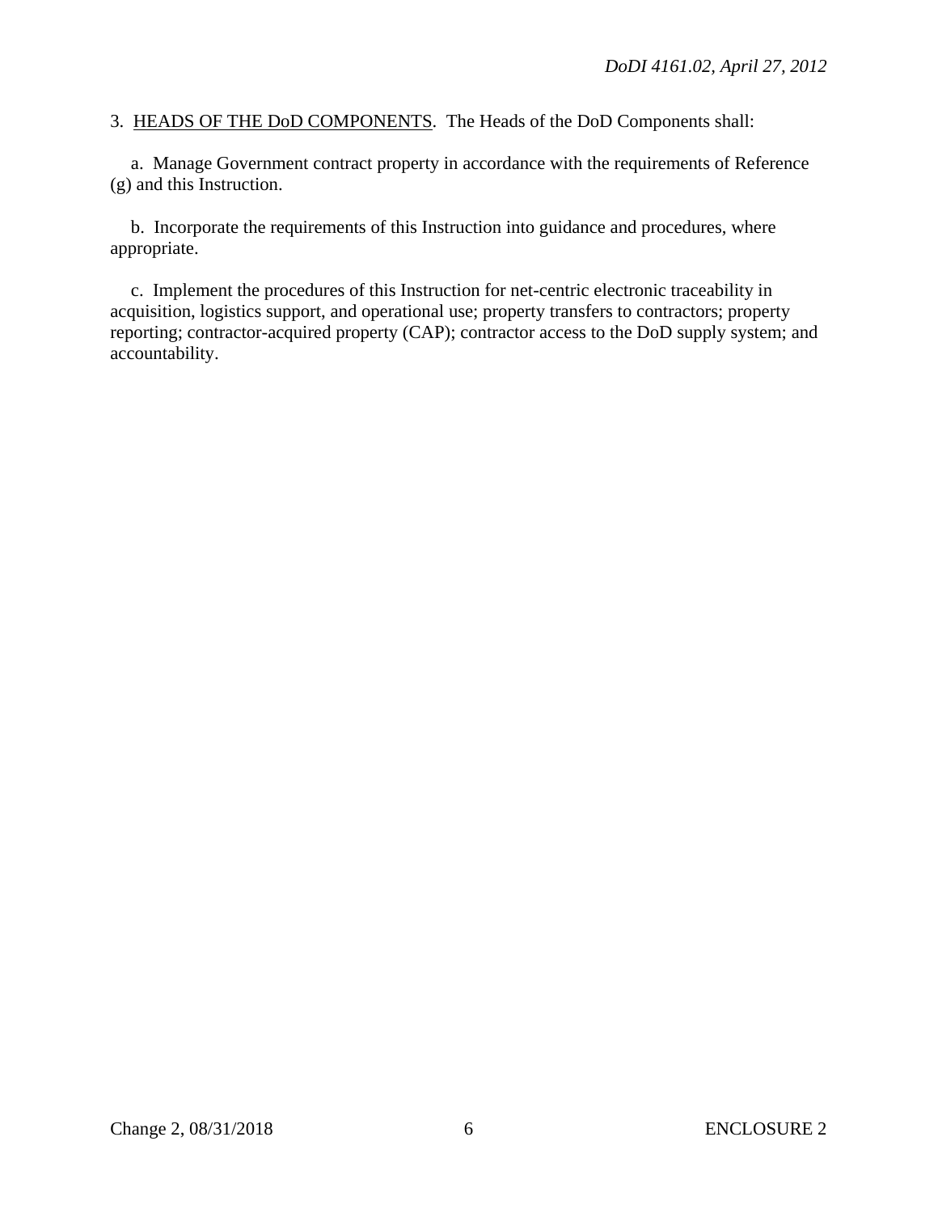3. HEADS OF THE DoD COMPONENTS. The Heads of the DoD Components shall:

a. Manage Government contract property in accordance with the requirements of Reference (g) and this Instruction.

b. Incorporate the requirements of this Instruction into guidance and procedures, where appropriate.

c. Implement the procedures of this Instruction for net-centric electronic traceability in acquisition, logistics support, and operational use; property transfers to contractors; property reporting; contractor-acquired property (CAP); contractor access to the DoD supply system; and accountability.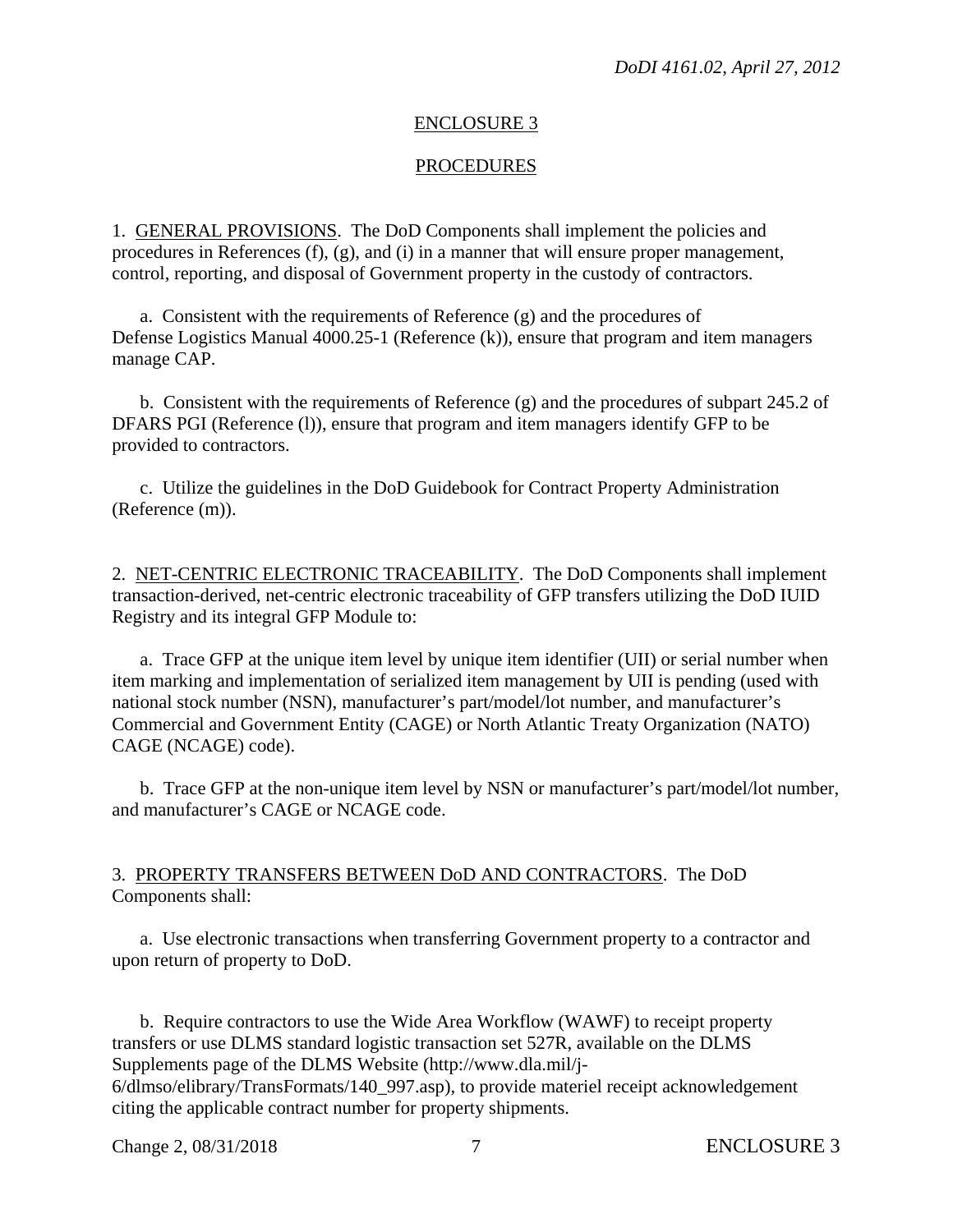## ENCLOSURE 3

## PROCEDURES

1. GENERAL PROVISIONS. The DoD Components shall implement the policies and procedures in References (f), (g), and (i) in a manner that will ensure proper management, control, reporting, and disposal of Government property in the custody of contractors.

a. Consistent with the requirements of Reference (g) and the procedures of Defense Logistics Manual 4000.25-1 (Reference (k)), ensure that program and item managers manage CAP.

b. Consistent with the requirements of Reference (g) and the procedures of subpart 245.2 of DFARS PGI (Reference (l)), ensure that program and item managers identify GFP to be provided to contractors.

c. Utilize the guidelines in the DoD Guidebook for Contract Property Administration (Reference (m)).

2. NET-CENTRIC ELECTRONIC TRACEABILITY. The DoD Components shall implement transaction-derived, net-centric electronic traceability of GFP transfers utilizing the DoD IUID Registry and its integral GFP Module to:

a. Trace GFP at the unique item level by unique item identifier (UII) or serial number when item marking and implementation of serialized item management by UII is pending (used with national stock number (NSN), manufacturer's part/model/lot number, and manufacturer's Commercial and Government Entity (CAGE) or North Atlantic Treaty Organization (NATO) CAGE (NCAGE) code).

b. Trace GFP at the non-unique item level by NSN or manufacturer's part/model/lot number, and manufacturer's CAGE or NCAGE code.

3. PROPERTY TRANSFERS BETWEEN DoD AND CONTRACTORS. The DoD Components shall:

a. Use electronic transactions when transferring Government property to a contractor and upon return of property to DoD.

b. Require contractors to use the Wide Area Workflow (WAWF) to receipt property transfers or use DLMS standard logistic transaction set 527R, available on the DLMS Supplements page of the DLMS Website (http://www.dla.mil/j-6/dlmso/elibrary/TransFormats/140_997.asp), to provide materiel receipt acknowledgement citing the applicable contract number for property shipments.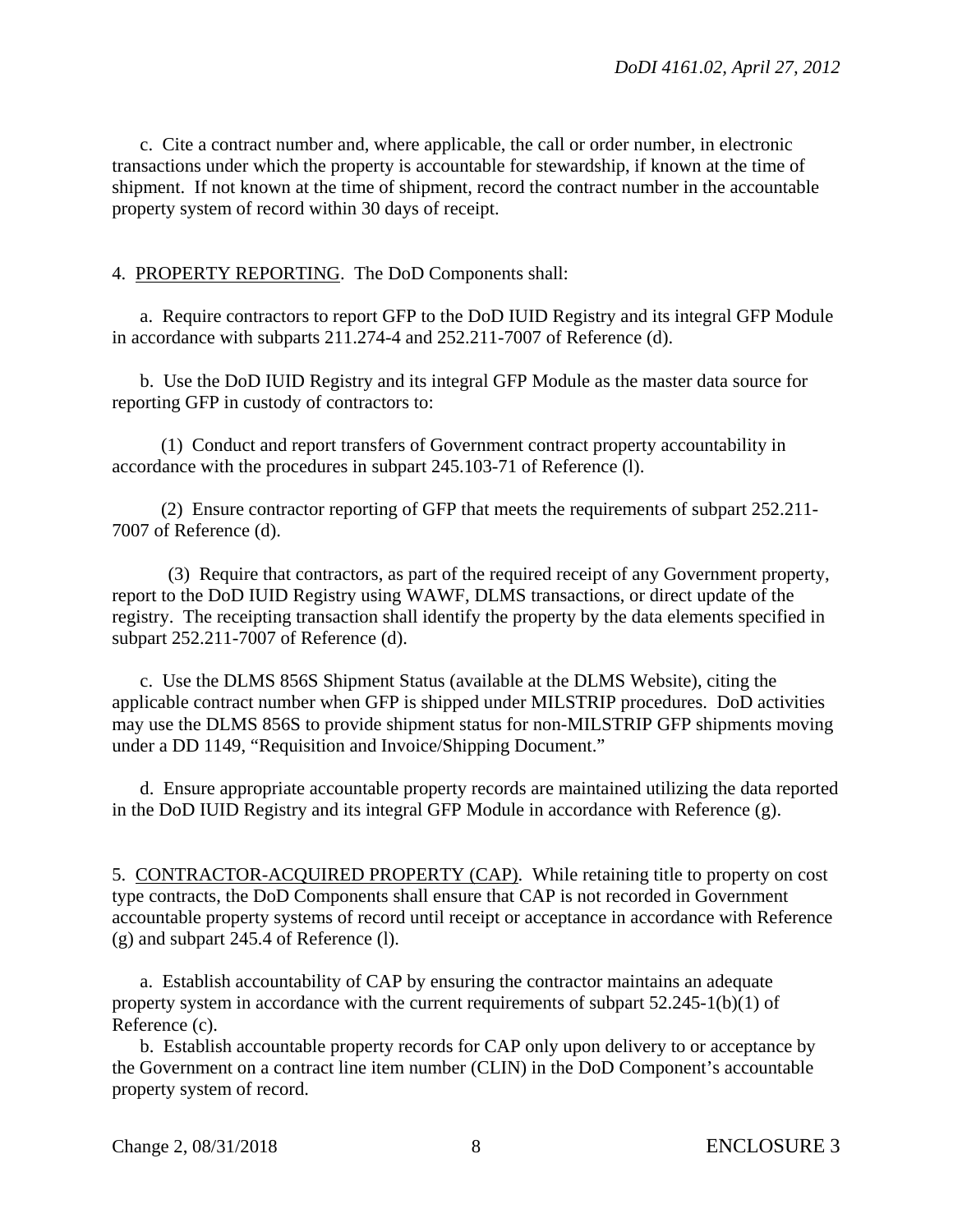c. Cite a contract number and, where applicable, the call or order number, in electronic transactions under which the property is accountable for stewardship, if known at the time of shipment. If not known at the time of shipment, record the contract number in the accountable property system of record within 30 days of receipt.

4. PROPERTY REPORTING. The DoD Components shall:

a. Require contractors to report GFP to the DoD IUID Registry and its integral GFP Module in accordance with subparts 211.274-4 and 252.211-7007 of Reference (d).

b. Use the DoD IUID Registry and its integral GFP Module as the master data source for reporting GFP in custody of contractors to:

(1) Conduct and report transfers of Government contract property accountability in accordance with the procedures in subpart 245.103-71 of Reference (l).

(2) Ensure contractor reporting of GFP that meets the requirements of subpart 252.211-7007 of Reference (d).

(3) Require that contractors, as part of the required receipt of any Government property, report to the DoD IUID Registry using WAWF, DLMS transactions, or direct update of the registry. The receipting transaction shall identify the property by the data elements specified in subpart 252.211-7007 of Reference (d).

c. Use the DLMS 856S Shipment Status (available at the DLMS Website), citing the applicable contract number when GFP is shipped under MILSTRIP procedures. DoD activities may use the DLMS 856S to provide shipment status for non-MILSTRIP GFP shipments moving under a DD 1149, "Requisition and Invoice/Shipping Document."

d. Ensure appropriate accountable property records are maintained utilizing the data reported in the DoD IUID Registry and its integral GFP Module in accordance with Reference (g).

5. CONTRACTOR-ACQUIRED PROPERTY (CAP). While retaining title to property on cost type contracts, the DoD Components shall ensure that CAP is not recorded in Government accountable property systems of record until receipt or acceptance in accordance with Reference (g) and subpart 245.4 of Reference (l).

a. Establish accountability of CAP by ensuring the contractor maintains an adequate property system in accordance with the current requirements of subpart 52.245-1(b)(1) of Reference (c).

b. Establish accountable property records for CAP only upon delivery to or acceptance by the Government on a contract line item number (CLIN) in the DoD Component's accountable property system of record.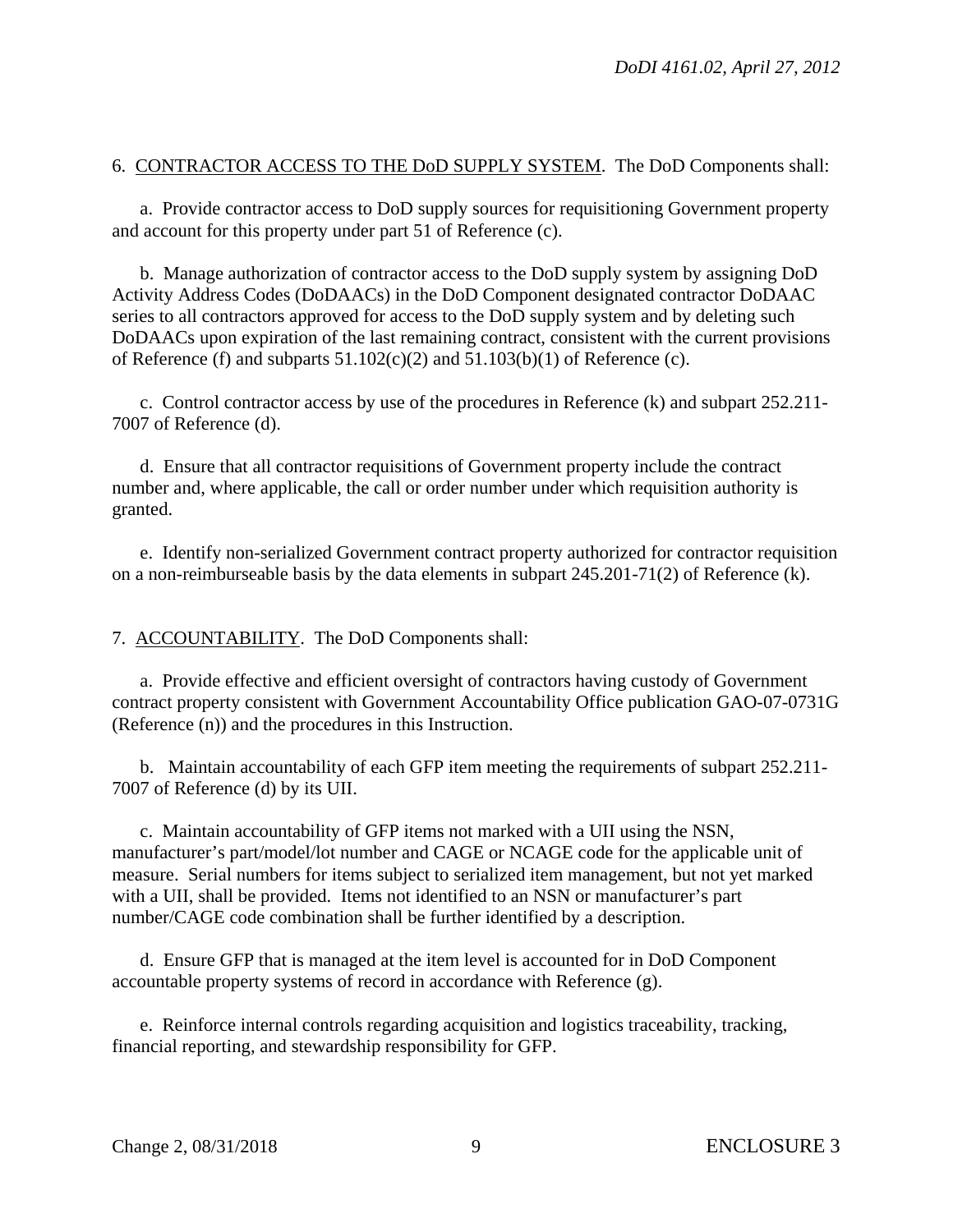6. <u>CONTRACTOR ACCESS TO THE DoD SUPPLY SYSTEM</u>. The DoD Components shall:

a. Provide contractor access to DoD supply sources for requisitioning Government property and account for this property under part 51 of Reference (c).

b. Manage authorization of contractor access to the DoD supply system by assigning DoD Activity Address Codes (DoDAACs) in the DoD Component designated contractor DoDAAC series to all contractors approved for access to the DoD supply system and by deleting such DoDAACs upon expiration of the last remaining contract, consistent with the current provisions of Reference (f) and subparts 51.102(c)(2) and 51.103(b)(1) of Reference (c).

c. Control contractor access by use of the procedures in Reference (k) and subpart 252.211-7007 of Reference (d).

d. Ensure that all contractor requisitions of Government property include the contract number and, where applicable, the call or order number under which requisition authority is granted.

e. Identify non-serialized Government contract property authorized for contractor requisition on a non-reimburseable basis by the data elements in subpart 245.201-71(2) of Reference (k).

7. <u>ACCOUNTABILITY</u>. The DoD Components shall:

a. Provide effective and efficient oversight of contractors having custody of Government contract property consistent with Government Accountability Office publication GAO-07-0731G (Reference (n)) and the procedures in this Instruction.

b. Maintain accountability of each GFP item meeting the requirements of subpart 252.211-7007 of Reference (d) by its UII.

c. Maintain accountability of GFP items not marked with a UII using the NSN, manufacturer's part/model/lot number and CAGE or NCAGE code for the applicable unit of measure. Serial numbers for items subject to serialized item management, but not yet marked with a UII, shall be provided. Items not identified to an NSN or manufacturer's part number/CAGE code combination shall be further identified by a description.

d. Ensure GFP that is managed at the item level is accounted for in DoD Component accountable property systems of record in accordance with Reference (g).

e. Reinforce internal controls regarding acquisition and logistics traceability, tracking, financial reporting, and stewardship responsibility for GFP.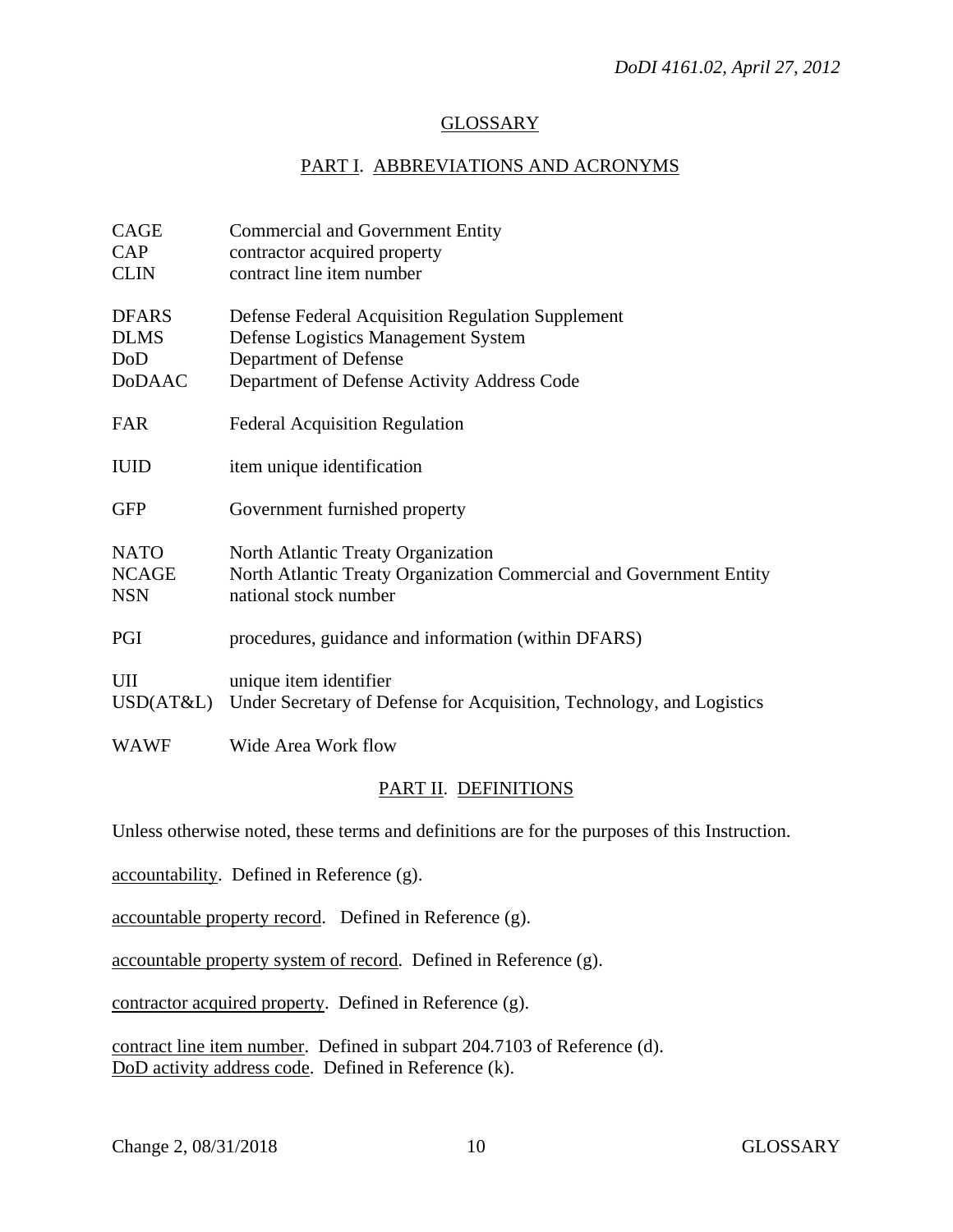# GLOSSARY

## PART I. ABBREVIATIONS AND ACRONYMS

| | |
|---|---|
| CAGE | Commercial and Government Entity |
| CAP | contractor acquired property |
| CLIN | contract line item number |
| DFARS | Defense Federal Acquisition Regulation Supplement |
| DLMS | Defense Logistics Management System |
| DoD | Department of Defense |
| DoDAAC | Department of Defense Activity Address Code |
| FAR | Federal Acquisition Regulation |
| IUID | item unique identification |
| GFP | Government furnished property |
| NATO | North Atlantic Treaty Organization |
| NCAGE | North Atlantic Treaty Organization Commercial and Government Entity |
| NSN | national stock number |
| PGI | procedures, guidance and information (within DFARS) |
| UII | unique item identifier |
| USD(AT&L) | Under Secretary of Defense for Acquisition, Technology, and Logistics |
| WAWF | Wide Area Work flow |

## PART II. DEFINITIONS

Unless otherwise noted, these terms and definitions are for the purposes of this Instruction.

accountability. Defined in Reference (g).

accountable property record. Defined in Reference (g).

accountable property system of record. Defined in Reference (g).

contractor acquired property. Defined in Reference (g).

contract line item number. Defined in subpart 204.7103 of Reference (d).
DoD activity address code. Defined in Reference (k).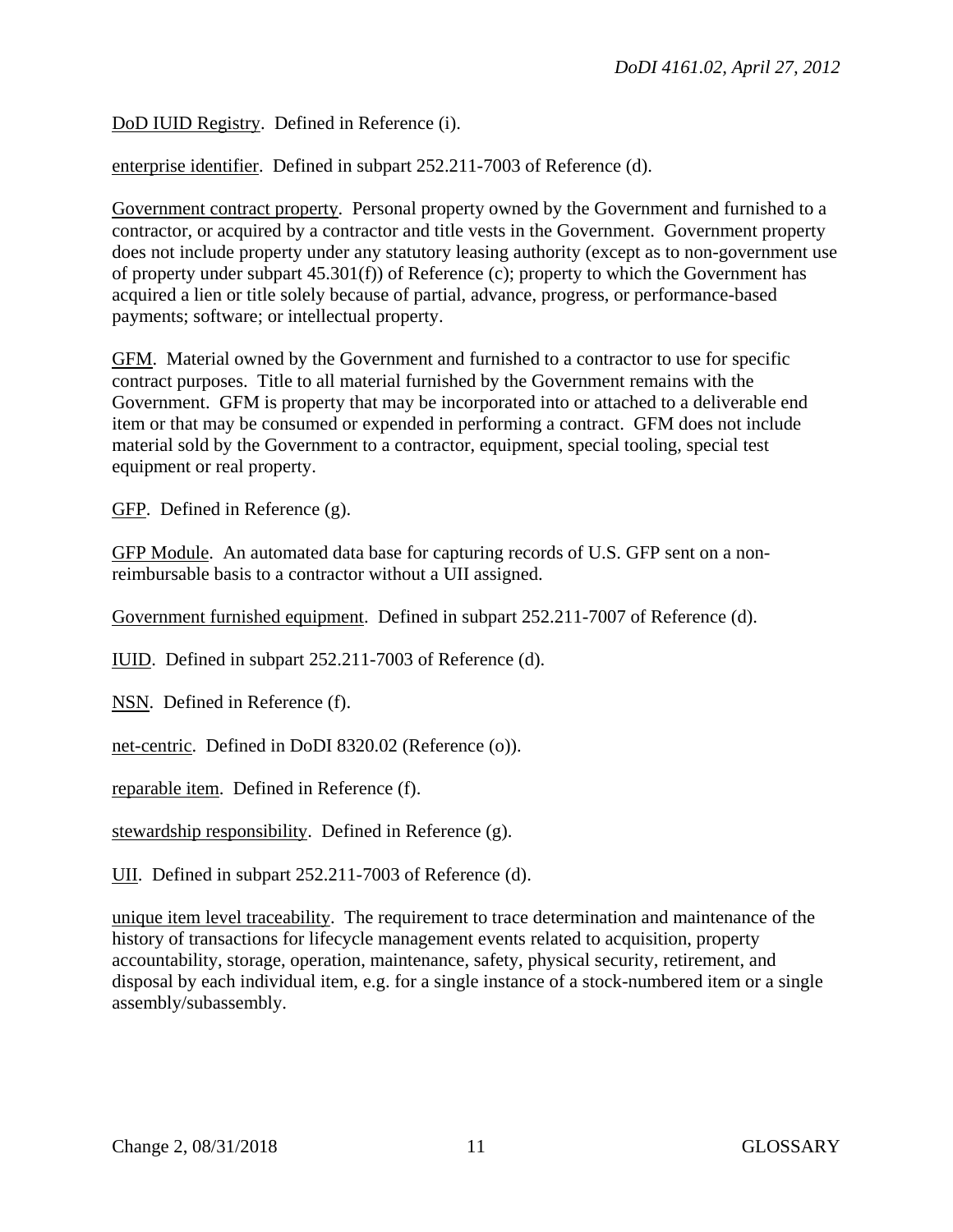DoD IUID Registry. Defined in Reference (i).

enterprise identifier. Defined in subpart 252.211-7003 of Reference (d).

Government contract property. Personal property owned by the Government and furnished to a contractor, or acquired by a contractor and title vests in the Government. Government property does not include property under any statutory leasing authority (except as to non-government use of property under subpart 45.301(f)) of Reference (c); property to which the Government has acquired a lien or title solely because of partial, advance, progress, or performance-based payments; software; or intellectual property.

GFM. Material owned by the Government and furnished to a contractor to use for specific contract purposes. Title to all material furnished by the Government remains with the Government. GFM is property that may be incorporated into or attached to a deliverable end item or that may be consumed or expended in performing a contract. GFM does not include material sold by the Government to a contractor, equipment, special tooling, special test equipment or real property.

GFP. Defined in Reference (g).

GFP Module. An automated data base for capturing records of U.S. GFP sent on a non-reimbursable basis to a contractor without a UII assigned.

Government furnished equipment. Defined in subpart 252.211-7007 of Reference (d).

IUID. Defined in subpart 252.211-7003 of Reference (d).

NSN. Defined in Reference (f).

net-centric. Defined in DoDI 8320.02 (Reference (o)).

reparable item. Defined in Reference (f).

stewardship responsibility. Defined in Reference (g).

UII. Defined in subpart 252.211-7003 of Reference (d).

unique item level traceability. The requirement to trace determination and maintenance of the history of transactions for lifecycle management events related to acquisition, property accountability, storage, operation, maintenance, safety, physical security, retirement, and disposal by each individual item, e.g. for a single instance of a stock-numbered item or a single assembly/subassembly.